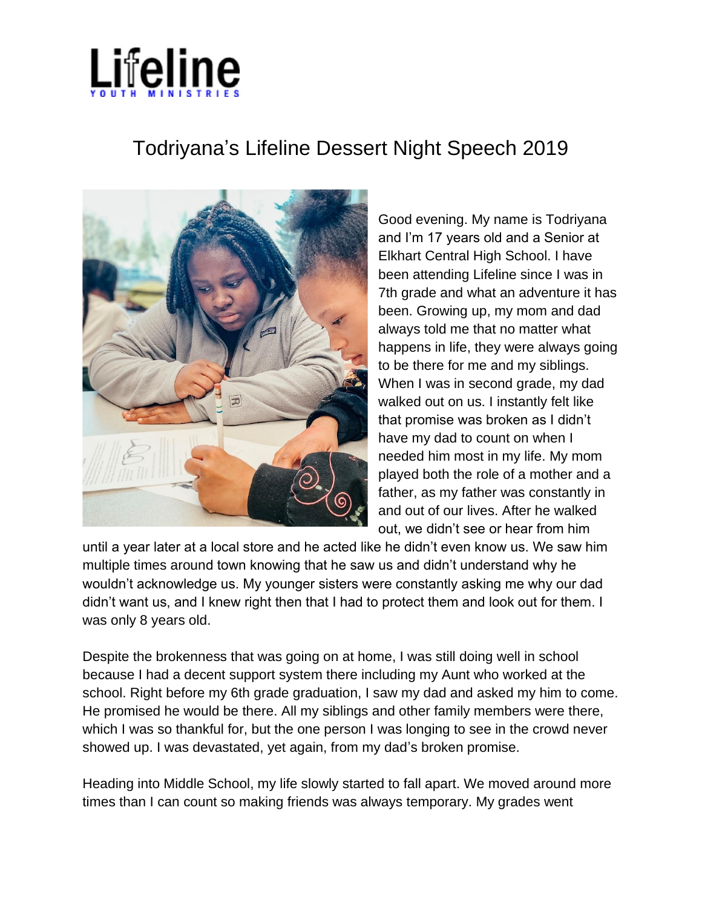Lifeline

YOUTH MINISTRIES

# Todriyana's Lifeline Dessert Night Speech 2019

Good evening. My name is Todriyana and I'm 17 years old and a Senior at Elkhart Central High School. I have been attending Lifeline since I was in 7th grade and what an adventure it has been. Growing up, my mom and dad always told me that no matter what happens in life, they were always going to be there for me and my siblings. When I was in second grade, my dad walked out on us. I instantly felt like that promise was broken as I didn't have my dad to count on when I needed him most in my life. My mom played both the role of a mother and a father, as my father was constantly in and out of our lives. After he walked out, we didn't see or hear from him until a year later at a local store and he acted like he didn't even know us. We saw him multiple times around town knowing that he saw us and didn't understand why he wouldn't acknowledge us. My younger sisters were constantly asking me why our dad didn't want us, and I knew right then that I had to protect them and look out for them. I was only 8 years old.

Despite the brokenness that was going on at home, I was still doing well in school because I had a decent support system there including my Aunt who worked at the school. Right before my 6th grade graduation, I saw my dad and asked my him to come. He promised he would be there. All my siblings and other family members were there, which I was so thankful for, but the one person I was longing to see in the crowd never showed up. I was devastated, yet again, from my dad's broken promise.

Heading into Middle School, my life slowly started to fall apart. We moved around more times than I can count so making friends was always temporary. My grades went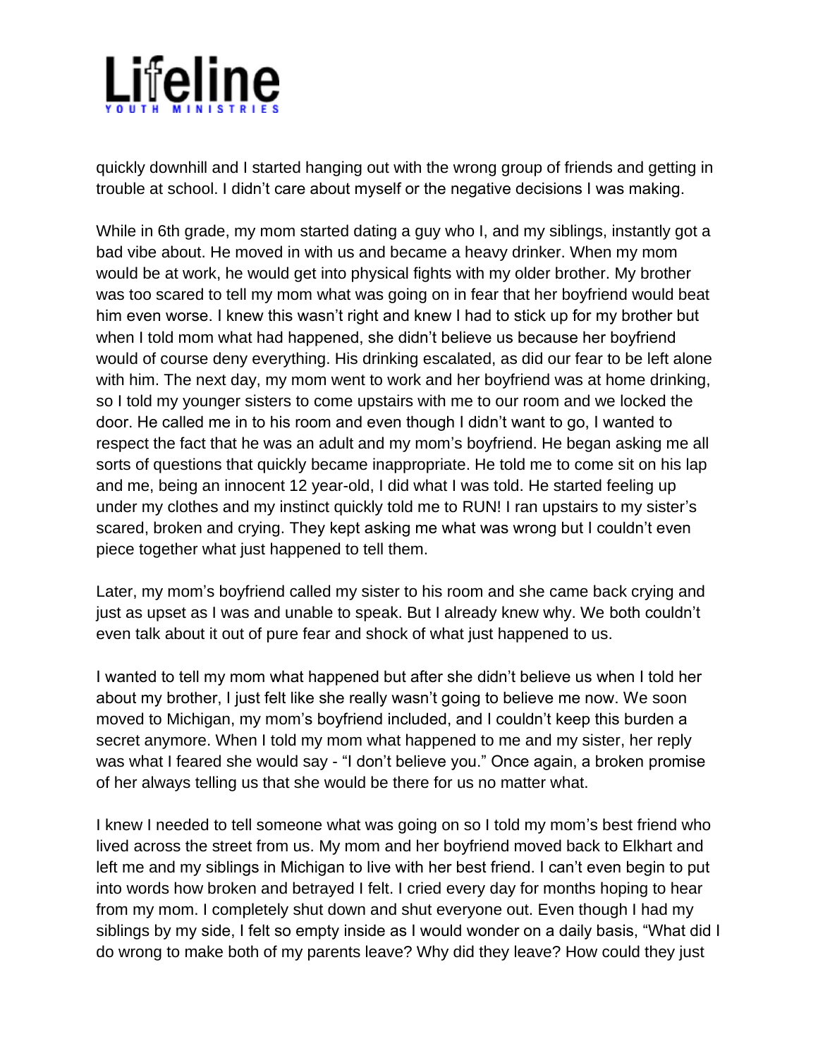quickly downhill and I started hanging out with the wrong group of friends and getting in trouble at school. I didn't care about myself or the negative decisions I was making.

While in 6th grade, my mom started dating a guy who I, and my siblings, instantly got a bad vibe about. He moved in with us and became a heavy drinker. When my mom would be at work, he would get into physical fights with my older brother. My brother was too scared to tell my mom what was going on in fear that her boyfriend would beat him even worse. I knew this wasn't right and knew I had to stick up for my brother but when I told mom what had happened, she didn't believe us because her boyfriend would of course deny everything. His drinking escalated, as did our fear to be left alone with him. The next day, my mom went to work and her boyfriend was at home drinking, so I told my younger sisters to come upstairs with me to our room and we locked the door. He called me in to his room and even though I didn't want to go, I wanted to respect the fact that he was an adult and my mom's boyfriend. He began asking me all sorts of questions that quickly became inappropriate. He told me to come sit on his lap and me, being an innocent 12 year-old, I did what I was told. He started feeling up under my clothes and my instinct quickly told me to RUN! I ran upstairs to my sister's scared, broken and crying. They kept asking me what was wrong but I couldn't even piece together what just happened to tell them.

Later, my mom's boyfriend called my sister to his room and she came back crying and just as upset as I was and unable to speak. But I already knew why. We both couldn't even talk about it out of pure fear and shock of what just happened to us.

I wanted to tell my mom what happened but after she didn't believe us when I told her about my brother, I just felt like she really wasn't going to believe me now. We soon moved to Michigan, my mom's boyfriend included, and I couldn't keep this burden a secret anymore. When I told my mom what happened to me and my sister, her reply was what I feared she would say - "I don't believe you." Once again, a broken promise of her always telling us that she would be there for us no matter what.

I knew I needed to tell someone what was going on so I told my mom's best friend who lived across the street from us. My mom and her boyfriend moved back to Elkhart and left me and my siblings in Michigan to live with her best friend. I can't even begin to put into words how broken and betrayed I felt. I cried every day for months hoping to hear from my mom. I completely shut down and shut everyone out. Even though I had my siblings by my side, I felt so empty inside as I would wonder on a daily basis, "What did I do wrong to make both of my parents leave? Why did they leave? How could they just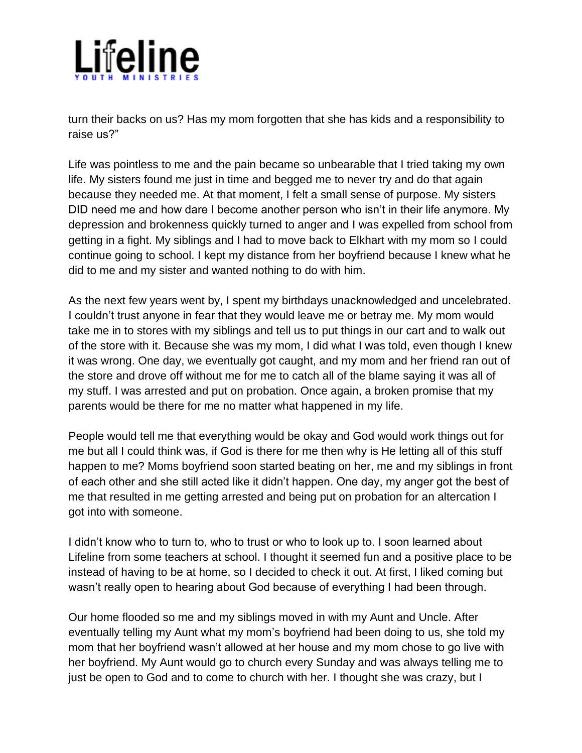turn their backs on us? Has my mom forgotten that she has kids and a responsibility to raise us?"

Life was pointless to me and the pain became so unbearable that I tried taking my own life. My sisters found me just in time and begged me to never try and do that again because they needed me. At that moment, I felt a small sense of purpose. My sisters DID need me and how dare I become another person who isn't in their life anymore. My depression and brokenness quickly turned to anger and I was expelled from school from getting in a fight. My siblings and I had to move back to Elkhart with my mom so I could continue going to school. I kept my distance from her boyfriend because I knew what he did to me and my sister and wanted nothing to do with him.

As the next few years went by, I spent my birthdays unacknowledged and uncelebrated. I couldn't trust anyone in fear that they would leave me or betray me. My mom would take me in to stores with my siblings and tell us to put things in our cart and to walk out of the store with it. Because she was my mom, I did what I was told, even though I knew it was wrong. One day, we eventually got caught, and my mom and her friend ran out of the store and drove off without me for me to catch all of the blame saying it was all of my stuff. I was arrested and put on probation. Once again, a broken promise that my parents would be there for me no matter what happened in my life.

People would tell me that everything would be okay and God would work things out for me but all I could think was, if God is there for me then why is He letting all of this stuff happen to me? Moms boyfriend soon started beating on her, me and my siblings in front of each other and she still acted like it didn't happen. One day, my anger got the best of me that resulted in me getting arrested and being put on probation for an altercation I got into with someone.

I didn't know who to turn to, who to trust or who to look up to. I soon learned about Lifeline from some teachers at school. I thought it seemed fun and a positive place to be instead of having to be at home, so I decided to check it out. At first, I liked coming but wasn't really open to hearing about God because of everything I had been through.

Our home flooded so me and my siblings moved in with my Aunt and Uncle. After eventually telling my Aunt what my mom's boyfriend had been doing to us, she told my mom that her boyfriend wasn't allowed at her house and my mom chose to go live with her boyfriend. My Aunt would go to church every Sunday and was always telling me to just be open to God and to come to church with her. I thought she was crazy, but I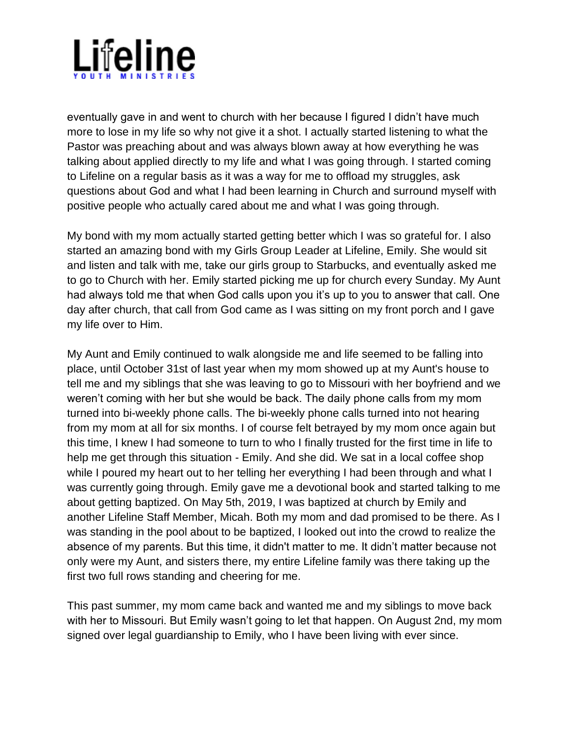eventually gave in and went to church with her because I figured I didn't have much more to lose in my life so why not give it a shot. I actually started listening to what the Pastor was preaching about and was always blown away at how everything he was talking about applied directly to my life and what I was going through. I started coming to Lifeline on a regular basis as it was a way for me to offload my struggles, ask questions about God and what I had been learning in Church and surround myself with positive people who actually cared about me and what I was going through.

My bond with my mom actually started getting better which I was so grateful for. I also started an amazing bond with my Girls Group Leader at Lifeline, Emily. She would sit and listen and talk with me, take our girls group to Starbucks, and eventually asked me to go to Church with her. Emily started picking me up for church every Sunday. My Aunt had always told me that when God calls upon you it's up to you to answer that call. One day after church, that call from God came as I was sitting on my front porch and I gave my life over to Him.

My Aunt and Emily continued to walk alongside me and life seemed to be falling into place, until October 31st of last year when my mom showed up at my Aunt's house to tell me and my siblings that she was leaving to go to Missouri with her boyfriend and we weren't coming with her but she would be back. The daily phone calls from my mom turned into bi-weekly phone calls. The bi-weekly phone calls turned into not hearing from my mom at all for six months. I of course felt betrayed by my mom once again but this time, I knew I had someone to turn to who I finally trusted for the first time in life to help me get through this situation - Emily. And she did. We sat in a local coffee shop while I poured my heart out to her telling her everything I had been through and what I was currently going through. Emily gave me a devotional book and started talking to me about getting baptized. On May 5th, 2019, I was baptized at church by Emily and another Lifeline Staff Member, Micah. Both my mom and dad promised to be there. As I was standing in the pool about to be baptized, I looked out into the crowd to realize the absence of my parents. But this time, it didn't matter to me. It didn't matter because not only were my Aunt, and sisters there, my entire Lifeline family was there taking up the first two full rows standing and cheering for me.

This past summer, my mom came back and wanted me and my siblings to move back with her to Missouri. But Emily wasn't going to let that happen. On August 2nd, my mom signed over legal guardianship to Emily, who I have been living with ever since.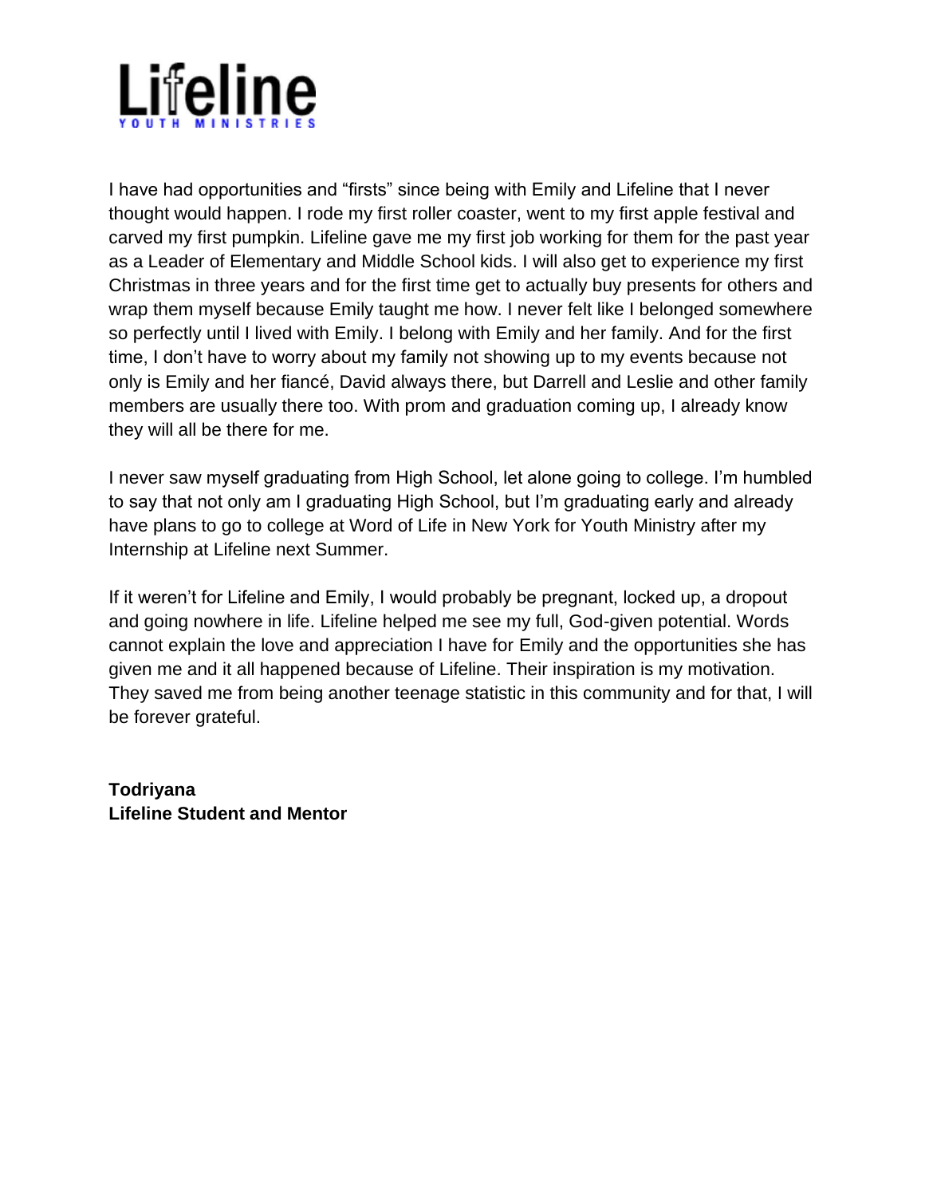**Lifeline**
YOUTH MINISTRIES

I have had opportunities and "firsts" since being with Emily and Lifeline that I never thought would happen. I rode my first roller coaster, went to my first apple festival and carved my first pumpkin. Lifeline gave me my first job working for them for the past year as a Leader of Elementary and Middle School kids. I will also get to experience my first Christmas in three years and for the first time get to actually buy presents for others and wrap them myself because Emily taught me how. I never felt like I belonged somewhere so perfectly until I lived with Emily. I belong with Emily and her family. And for the first time, I don't have to worry about my family not showing up to my events because not only is Emily and her fiancé, David always there, but Darrell and Leslie and other family members are usually there too. With prom and graduation coming up, I already know they will all be there for me.

I never saw myself graduating from High School, let alone going to college. I'm humbled to say that not only am I graduating High School, but I'm graduating early and already have plans to go to college at Word of Life in New York for Youth Ministry after my Internship at Lifeline next Summer.

If it weren't for Lifeline and Emily, I would probably be pregnant, locked up, a dropout and going nowhere in life. Lifeline helped me see my full, God-given potential. Words cannot explain the love and appreciation I have for Emily and the opportunities she has given me and it all happened because of Lifeline. Their inspiration is my motivation. They saved me from being another teenage statistic in this community and for that, I will be forever grateful.

**Todriyana**
**Lifeline Student and Mentor**